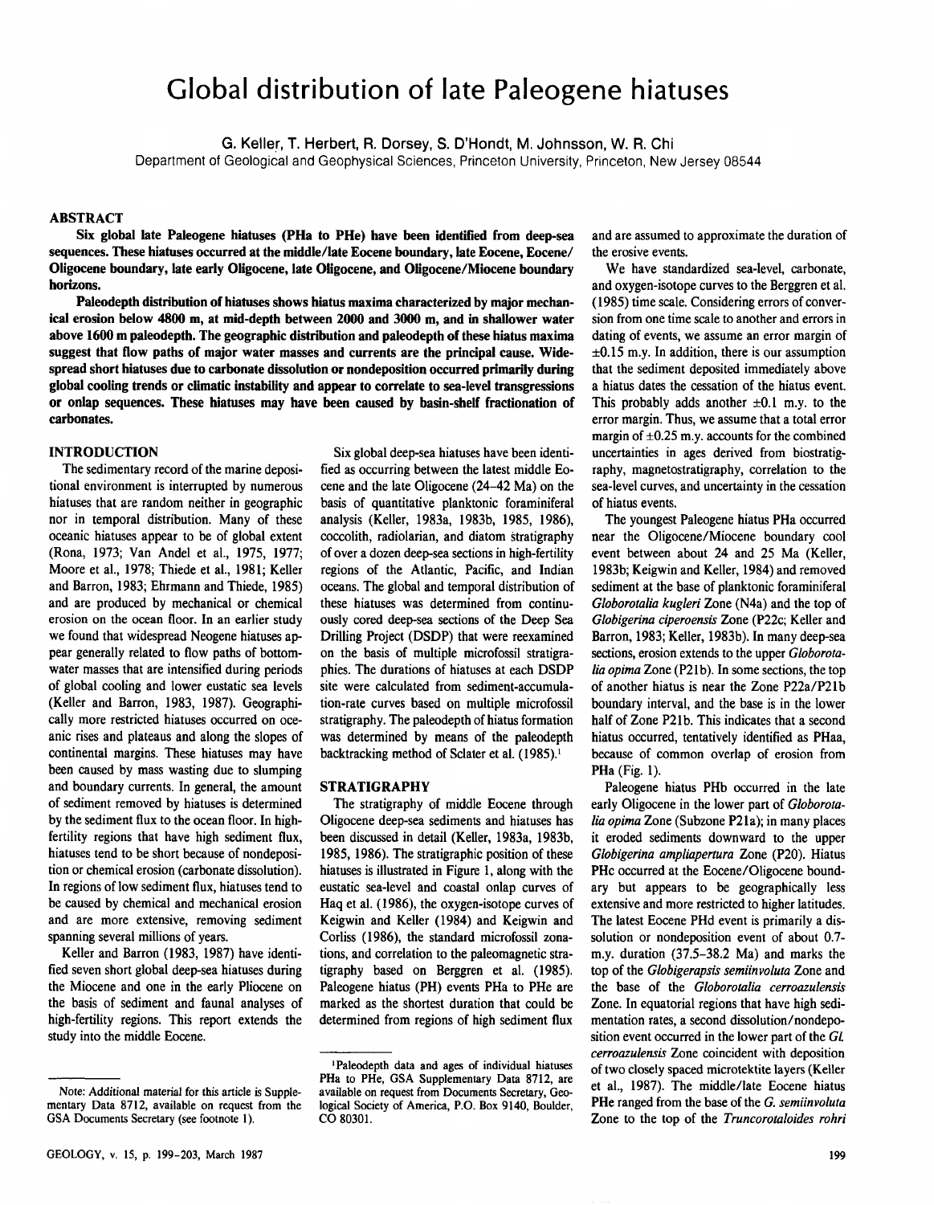# Global distribution of late Paleogene hiatuses

G. Keller, T. Herbert, R. Dorsey, S. D'Hondt, M. Johnsson, W. R. Chi

Department of Geological and Geophysical Sciences, Princeton University, Princeton, New Jersey 08544

## ABSTRACT

**Six global late Paleogene hiatuses (PHa to PHe) have been identified from deep-sea sequences. These hiatuses occurred at the middle/late Eocene boundary, late Eocene, Eocene/Oligocene boundary, late early Oligocene, late Oligocene, and Oligocene/Miocene boundary horizons.**

**Paleodepth distribution of hiatuses shows hiatus maxima characterized by major mechanical erosion below 4800 m, at mid-depth between 2000 and 3000 m, and in shallower water above 1600 m paleodepth. The geographic distribution and paleodepth of these hiatus maxima suggest that flow paths of major water masses and currents are the principal cause. Widespread short hiatuses due to carbonate dissolution or nondeposition occurred primarily during global cooling trends or climatic instability and appear to correlate to sea-level transgressions or onlap sequences. These hiatuses may have been caused by basin-shelf fractionation of carbonates.**

## INTRODUCTION

The sedimentary record of the marine depositional environment is interrupted by numerous hiatuses that are random neither in geographic nor in temporal distribution. Many of these oceanic hiatuses appear to be of global extent (Rona, 1973; Van Andel et al., 1975, 1977; Moore et al., 1978; Thiede et al., 1981; Keller and Barron, 1983; Ehrmann and Thiede, 1985) and are produced by mechanical or chemical erosion on the ocean floor. In an earlier study we found that widespread Neogene hiatuses appear generally related to flow paths of bottom-water masses that are intensified during periods of global cooling and lower eustatic sea levels (Keller and Barron, 1983, 1987). Geographically more restricted hiatuses occurred on oceanic rises and plateaus and along the slopes of continental margins. These hiatuses may have been caused by mass wasting due to slumping and boundary currents. In general, the amount of sediment removed by hiatuses is determined by the sediment flux to the ocean floor. In high-fertility regions that have high sediment flux, hiatuses tend to be short because of nondeposition or chemical erosion (carbonate dissolution). In regions of low sediment flux, hiatuses tend to be caused by chemical and mechanical erosion and are more extensive, removing sediment spanning several millions of years.

Keller and Barron (1983, 1987) have identified seven short global deep-sea hiatuses during the Miocene and one in the early Pliocene on the basis of sediment and faunal analyses of high-fertility regions. This report extends the study into the middle Eocene.

Six global deep-sea hiatuses have been identified as occurring between the latest middle Eocene and the late Oligocene (24–42 Ma) on the basis of quantitative planktonic foraminiferal analysis (Keller, 1983a, 1983b, 1985, 1986), coccolith, radiolarian, and diatom stratigraphy of over a dozen deep-sea sections in high-fertility regions of the Atlantic, Pacific, and Indian oceans. The global and temporal distribution of these hiatuses was determined from continuously cored deep-sea sections of the Deep Sea Drilling Project (DSDP) that were reexamined on the basis of multiple microfossil stratigraphies. The durations of hiatuses at each DSDP site were calculated from sediment-accumulation-rate curves based on multiple microfossil stratigraphy. The paleodepth of hiatus formation was determined by means of the paleodepth backtracking method of Sclater et al. (1985).[1]

## STRATIGRAPHY

The stratigraphy of middle Eocene through Oligocene deep-sea sediments and hiatuses has been discussed in detail (Keller, 1983a, 1983b, 1985, 1986). The stratigraphic position of these hiatuses is illustrated in Figure 1, along with the eustatic sea-level and coastal onlap curves of Haq et al. (1986), the oxygen-isotope curves of Keigwin and Keller (1984) and Keigwin and Corliss (1986), the standard microfossil zonations, and correlation to the paleomagnetic stratigraphy based on Berggren et al. (1985). Paleogene hiatus (PH) events PHa to PHe are marked as the shortest duration that could be determined from regions of high sediment flux and are assumed to approximate the duration of the erosive events.

We have standardized sea-level, carbonate, and oxygen-isotope curves to the Berggren et al. (1985) time scale. Considering errors of conversion from one time scale to another and errors in dating of events, we assume an error margin of ±0.15 m.y. In addition, there is our assumption that the sediment deposited immediately above a hiatus dates the cessation of the hiatus event. This probably adds another ±0.1 m.y. to the error margin. Thus, we assume that a total error margin of ±0.25 m.y. accounts for the combined uncertainties in ages derived from biostratigraphy, magnetostratigraphy, correlation to the sea-level curves, and uncertainty in the cessation of hiatus events.

The youngest Paleogene hiatus PHa occurred near the Oligocene/Miocene boundary cool event between about 24 and 25 Ma (Keller, 1983b; Keigwin and Keller, 1984) and removed sediment at the base of planktonic foraminiferal *Globorotalia kugleri* Zone (N4a) and the top of *Globigerina ciperoensis* Zone (P22c; Keller and Barron, 1983; Keller, 1983b). In many deep-sea sections, erosion extends to the upper *Globorotalia opima* Zone (P21b). In some sections, the top of another hiatus is near the Zone P22a/P21b boundary interval, and the base is in the lower half of Zone P21b. This indicates that a second hiatus occurred, tentatively identified as PHaa, because of common overlap of erosion from PHa (Fig. 1).

Paleogene hiatus PHb occurred in the late early Oligocene in the lower part of *Globorotalia opima* Zone (Subzone P21a); in many places it eroded sediments downward to the upper *Globigerina ampliapertura* Zone (P20). Hiatus PHc occurred at the Eocene/Oligocene boundary but appears to be geographically less extensive and more restricted to higher latitudes. The latest Eocene PHd event is primarily a dissolution or nondeposition event of about 0.7-m.y. duration (37.5–38.2 Ma) and marks the top of the *Globigerapsis semiinvoluta* Zone and the base of the *Globorotalia cerroazulensis* Zone. In equatorial regions that have high sedimentation rates, a second dissolution/nondeposition event occurred in the lower part of the *Gl. cerroazulensis* Zone coincident with deposition of two closely spaced microtektite layers (Keller et al., 1987). The middle/late Eocene hiatus PHe ranged from the base of the *G. semiinvoluta* Zone to the top of the *Truncorotaloides rohri*

---

Note: Additional material for this article is Supplementary Data 8712, available on request from the GSA Documents Secretary (see footnote 1).

[1]Paleodepth data and ages of individual hiatuses PHa to PHe, GSA Supplementary Data 8712, are available on request from Documents Secretary, Geological Society of America, P.O. Box 9140, Boulder, CO 80301.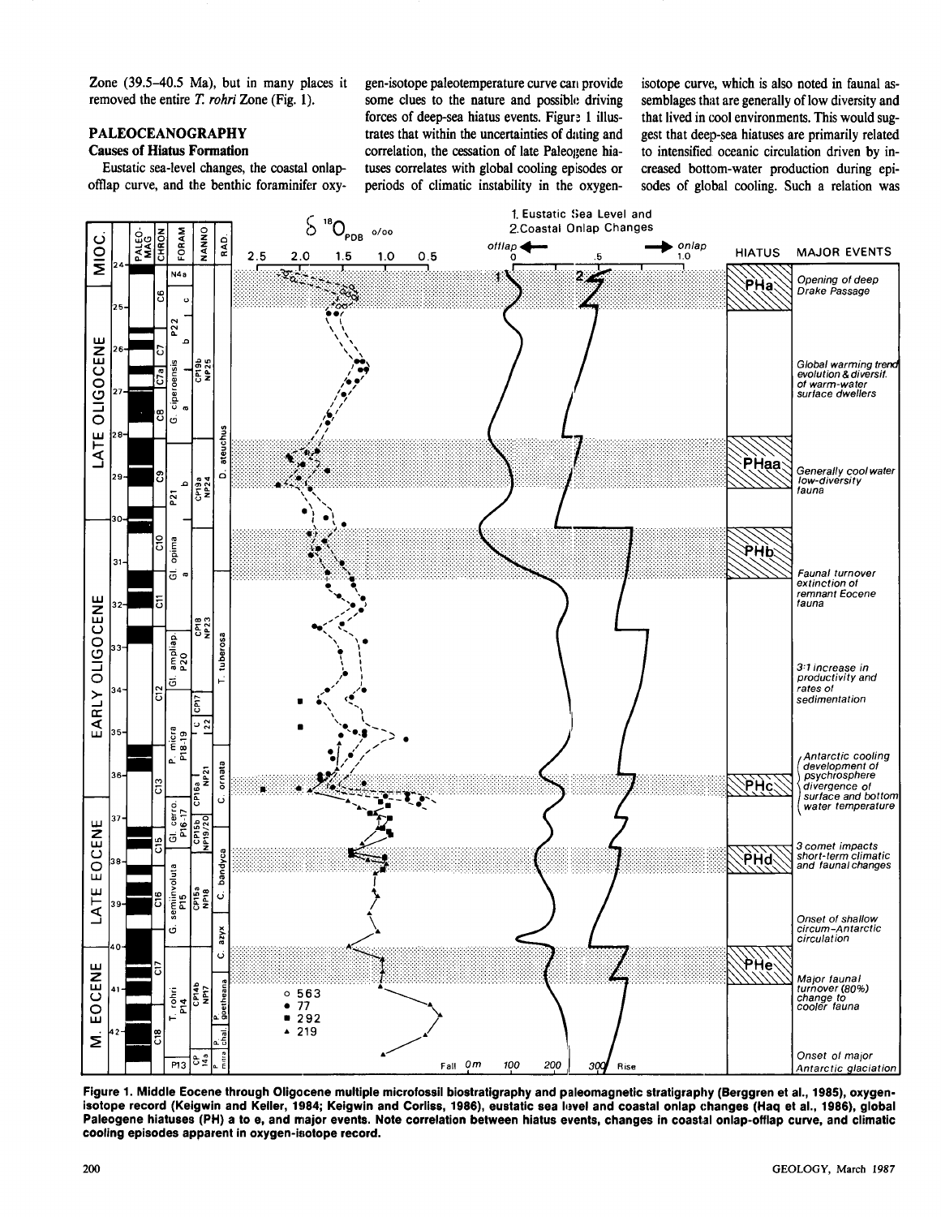Zone (39.5–40.5 Ma), but in many places it removed the entire *T. rohri* Zone (Fig. 1).

## PALEOCEANOGRAPHY

### Causes of Hiatus Formation

Eustatic sea-level changes, the coastal onlap-offlap curve, and the benthic foraminifer oxygen-isotope paleotemperature curve can provide some clues to the nature and possible driving forces of deep-sea hiatus events. Figure 1 illustrates that within the uncertainties of dating and correlation, the cessation of late Paleogene hiatuses correlates with global cooling episodes or periods of climatic instability in the oxygen-isotope curve, which is also noted in faunal assemblages that are generally of low diversity and that lived in cool environments. This would suggest that deep-sea hiatuses are primarily related to intensified oceanic circulation driven by increased bottom-water production during episodes of global cooling. Such a relation was

**Figure 1. Middle Eocene through Oligocene multiple microfossil biostratigraphy and paleomagnetic stratigraphy (Berggren et al., 1985), oxygen-isotope record (Keigwin and Keller, 1984; Keigwin and Corliss, 1986), eustatic sea level and coastal onlap changes (Haq et al., 1986), global Paleogene hiatuses (PH) a to e, and major events. Note correlation between hiatus events, changes in coastal onlap-offlap curve, and climatic cooling episodes apparent in oxygen-isotope record.**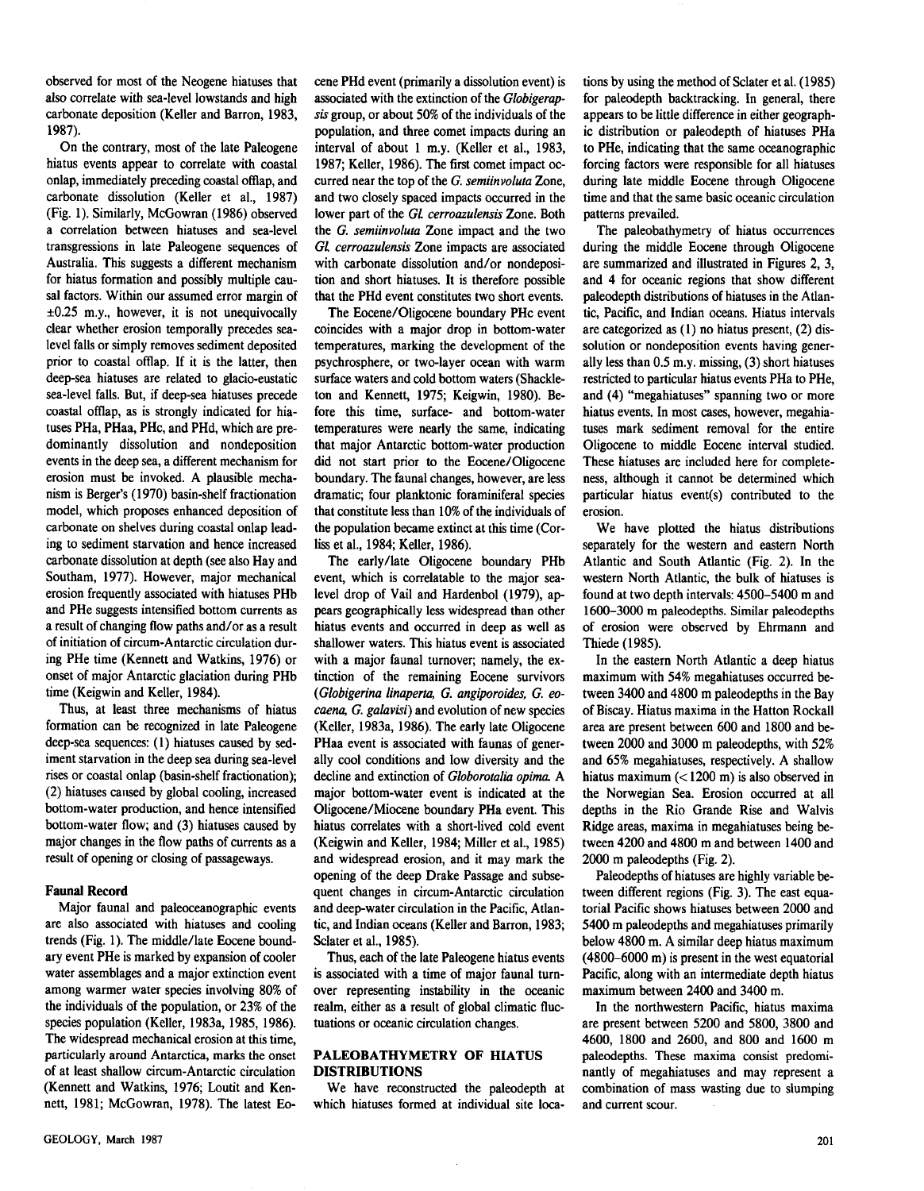observed for most of the Neogene hiatuses that also correlate with sea-level lowstands and high carbonate deposition (Keller and Barron, 1983, 1987).

On the contrary, most of the late Paleogene hiatus events appear to correlate with coastal onlap, immediately preceding coastal offlap, and carbonate dissolution (Keller et al., 1987) (Fig. 1). Similarly, McGowran (1986) observed a correlation between hiatuses and sea-level transgressions in late Paleogene sequences of Australia. This suggests a different mechanism for hiatus formation and possibly multiple causal factors. Within our assumed error margin of ±0.25 m.y., however, it is not unequivocally clear whether erosion temporally precedes sea-level falls or simply removes sediment deposited prior to coastal offlap. If it is the latter, then deep-sea hiatuses are related to glacio-eustatic sea-level falls. But, if deep-sea hiatuses precede coastal offlap, as is strongly indicated for hiatuses PHa, PHaa, PHc, and PHd, which are predominantly dissolution and nondeposition events in the deep sea, a different mechanism for erosion must be invoked. A plausible mechanism is Berger's (1970) basin-shelf fractionation model, which proposes enhanced deposition of carbonate on shelves during coastal onlap leading to sediment starvation and hence increased carbonate dissolution at depth (see also Hay and Southam, 1977). However, major mechanical erosion frequently associated with hiatuses PHb and PHe suggests intensified bottom currents as a result of changing flow paths and/or as a result of initiation of circum-Antarctic circulation during PHe time (Kennett and Watkins, 1976) or onset of major Antarctic glaciation during PHb time (Keigwin and Keller, 1984).

Thus, at least three mechanisms of hiatus formation can be recognized in late Paleogene deep-sea sequences: (1) hiatuses caused by sediment starvation in the deep sea during sea-level rises or coastal onlap (basin-shelf fractionation); (2) hiatuses caused by global cooling, increased bottom-water production, and hence intensified bottom-water flow; and (3) hiatuses caused by major changes in the flow paths of currents as a result of opening or closing of passageways.

### Faunal Record

Major faunal and paleoceanographic events are also associated with hiatuses and cooling trends (Fig. 1). The middle/late Eocene boundary event PHe is marked by expansion of cooler water assemblages and a major extinction event among warmer water species involving 80% of the individuals of the population, or 23% of the species population (Keller, 1983a, 1985, 1986). The widespread mechanical erosion at this time, particularly around Antarctica, marks the onset of at least shallow circum-Antarctic circulation (Kennett and Watkins, 1976; Loutit and Kennett, 1981; McGowran, 1978). The latest Eocene PHd event (primarily a dissolution event) is associated with the extinction of the *Globigerapsis* group, or about 50% of the individuals of the population, and three comet impacts during an interval of about 1 m.y. (Keller et al., 1983, 1987; Keller, 1986). The first comet impact occurred near the top of the *G. semiinvoluta* Zone, and two closely spaced impacts occurred in the lower part of the *Gl. cerroazulensis* Zone. Both the *G. semiinvoluta* Zone impact and the two *Gl. cerroazulensis* Zone impacts are associated with carbonate dissolution and/or nondeposition and short hiatuses. It is therefore possible that the PHd event constitutes two short events.

The Eocene/Oligocene boundary PHc event coincides with a major drop in bottom-water temperatures, marking the development of the psychrosphere, or two-layer ocean with warm surface waters and cold bottom waters (Shackleton and Kennett, 1975; Keigwin, 1980). Before this time, surface- and bottom-water temperatures were nearly the same, indicating that major Antarctic bottom-water production did not start prior to the Eocene/Oligocene boundary. The faunal changes, however, are less dramatic; four planktonic foraminiferal species that constitute less than 10% of the individuals of the population became extinct at this time (Corliss et al., 1984; Keller, 1986).

The early/late Oligocene boundary PHb event, which is correlatable to the major sea-level drop of Vail and Hardenbol (1979), appears geographically less widespread than other hiatus events and occurred in deep as well as shallower waters. This hiatus event is associated with a major faunal turnover; namely, the extinction of the remaining Eocene survivors (*Globigerina linaperta, G. angiporoides, G. eocaena, G. galavisi*) and evolution of new species (Keller, 1983a, 1986). The early late Oligocene PHaa event is associated with faunas of generally cool conditions and low diversity and the decline and extinction of *Globorotalia opima*. A major bottom-water event is indicated at the Oligocene/Miocene boundary PHa event. This hiatus correlates with a short-lived cold event (Keigwin and Keller, 1984; Miller et al., 1985) and widespread erosion, and it may mark the opening of the deep Drake Passage and subsequent changes in circum-Antarctic circulation and deep-water circulation in the Pacific, Atlantic, and Indian oceans (Keller and Barron, 1983; Sclater et al., 1985).

Thus, each of the late Paleogene hiatus events is associated with a time of major faunal turnover representing instability in the oceanic realm, either as a result of global climatic fluctuations or oceanic circulation changes.

## PALEOBATHYMETRY OF HIATUS DISTRIBUTIONS

We have reconstructed the paleodepth at which hiatuses formed at individual site locations by using the method of Sclater et al. (1985) for paleodepth backtracking. In general, there appears to be little difference in either geographic distribution or paleodepth of hiatuses PHa to PHe, indicating that the same oceanographic forcing factors were responsible for all hiatuses during late middle Eocene through Oligocene time and that the same basic oceanic circulation patterns prevailed.

The paleobathymetry of hiatus occurrences during the middle Eocene through Oligocene are summarized and illustrated in Figures 2, 3, and 4 for oceanic regions that show different paleodepth distributions of hiatuses in the Atlantic, Pacific, and Indian oceans. Hiatus intervals are categorized as (1) no hiatus present, (2) dissolution or nondeposition events having generally less than 0.5 m.y. missing, (3) short hiatuses restricted to particular hiatus events PHa to PHe, and (4) "megahiatuses" spanning two or more hiatus events. In most cases, however, megahiatuses mark sediment removal for the entire Oligocene to middle Eocene interval studied. These hiatuses are included here for completeness, although it cannot be determined which particular hiatus event(s) contributed to the erosion.

We have plotted the hiatus distributions separately for the western and eastern North Atlantic and South Atlantic (Fig. 2). In the western North Atlantic, the bulk of hiatuses is found at two depth intervals: 4500–5400 m and 1600–3000 m paleodepths. Similar paleodepths of erosion were observed by Ehrmann and Thiede (1985).

In the eastern North Atlantic a deep hiatus maximum with 54% megahiatuses occurred between 3400 and 4800 m paleodepths in the Bay of Biscay. Hiatus maxima in the Hatton Rockall area are present between 600 and 1800 and between 2000 and 3000 m paleodepths, with 52% and 65% megahiatuses, respectively. A shallow hiatus maximum (<1200 m) is also observed in the Norwegian Sea. Erosion occurred at all depths in the Rio Grande Rise and Walvis Ridge areas, maxima in megahiatuses being between 4200 and 4800 m and between 1400 and 2000 m paleodepths (Fig. 2).

Paleodepths of hiatuses are highly variable between different regions (Fig. 3). The east equatorial Pacific shows hiatuses between 2000 and 5400 m paleodepths and megahiatuses primarily below 4800 m. A similar deep hiatus maximum (4800–6000 m) is present in the west equatorial Pacific, along with an intermediate depth hiatus maximum between 2400 and 3400 m.

In the northwestern Pacific, hiatus maxima are present between 5200 and 5800, 3800 and 4600, 1800 and 2600, and 800 and 1600 m paleodepths. These maxima consist predominantly of megahiatuses and may represent a combination of mass wasting due to slumping and current scour.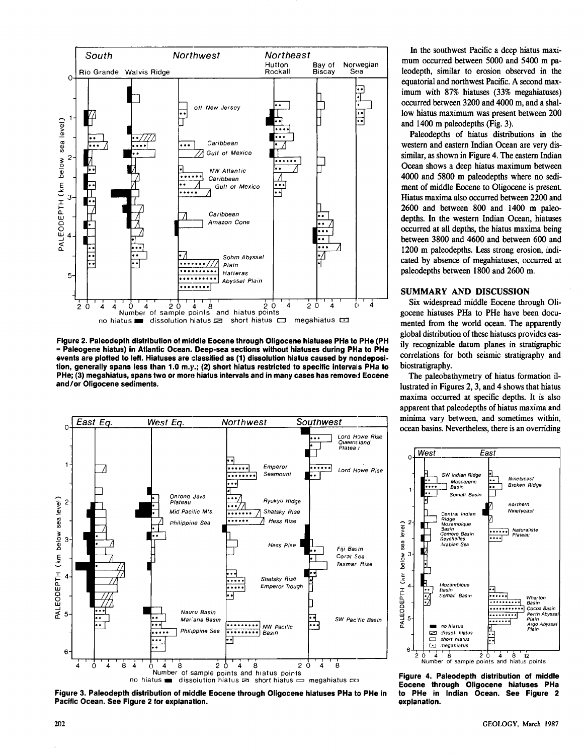Figure 2. Paleodepth distribution of middle Eocene through Oligocene hiatuses PHa to PHe (PH = Paleogene hiatus) in Atlantic Ocean. Deep-sea sections without hiatuses during PHa to PHe events are plotted to left. Hiatuses are classified as (1) dissolution hiatus caused by nondeposition, generally spans less than 1.0 m.y.; (2) short hiatus restricted to specific intervals PHa to PHe; (3) megahiatus, spans two or more hiatus intervals and in many cases has removed Eocene and/or Oligocene sediments.

Figure 3. Paleodepth distribution of middle Eocene through Oligocene hiatuses PHa to PHe in Pacific Ocean. See Figure 2 for explanation.

In the southwest Pacific a deep hiatus maximum occurred between 5000 and 5400 m paleodepth, similar to erosion observed in the equatorial and northwest Pacific. A second maximum with 87% hiatuses (33% megahiatuses) occurred between 3200 and 4000 m, and a shallow hiatus maximum was present between 200 and 1400 m paleodepths (Fig. 3).

Paleodepths of hiatus distributions in the western and eastern Indian Ocean are very dissimilar, as shown in Figure 4. The eastern Indian Ocean shows a deep hiatus maximum between 4000 and 5800 m paleodepths where no sediment of middle Eocene to Oligocene is present. Hiatus maxima also occurred between 2200 and 2600 and between 800 and 1400 m paleodepths. In the western Indian Ocean, hiatuses occurred at all depths, the hiatus maxima being between 3800 and 4600 and between 600 and 1200 m paleodepths. Less strong erosion, indicated by absence of megahiatuses, occurred at paleodepths between 1800 and 2600 m.

## SUMMARY AND DISCUSSION

Six widespread middle Eocene through Oligocene hiatuses PHa to PHe have been documented from the world ocean. The apparently global distribution of these hiatuses provides easily recognizable datum planes in stratigraphic correlations for both seismic stratigraphy and biostratigraphy.

The paleobathymetry of hiatus formation illustrated in Figures 2, 3, and 4 shows that hiatus maxima occurred at specific depths. It is also apparent that paleodepths of hiatus maxima and minima vary between, and sometimes within, ocean basins. Nevertheless, there is an overriding

Figure 4. Paleodepth distribution of middle Eocene through Oligocene hiatuses PHa to PHe in Indian Ocean. See Figure 2 explanation.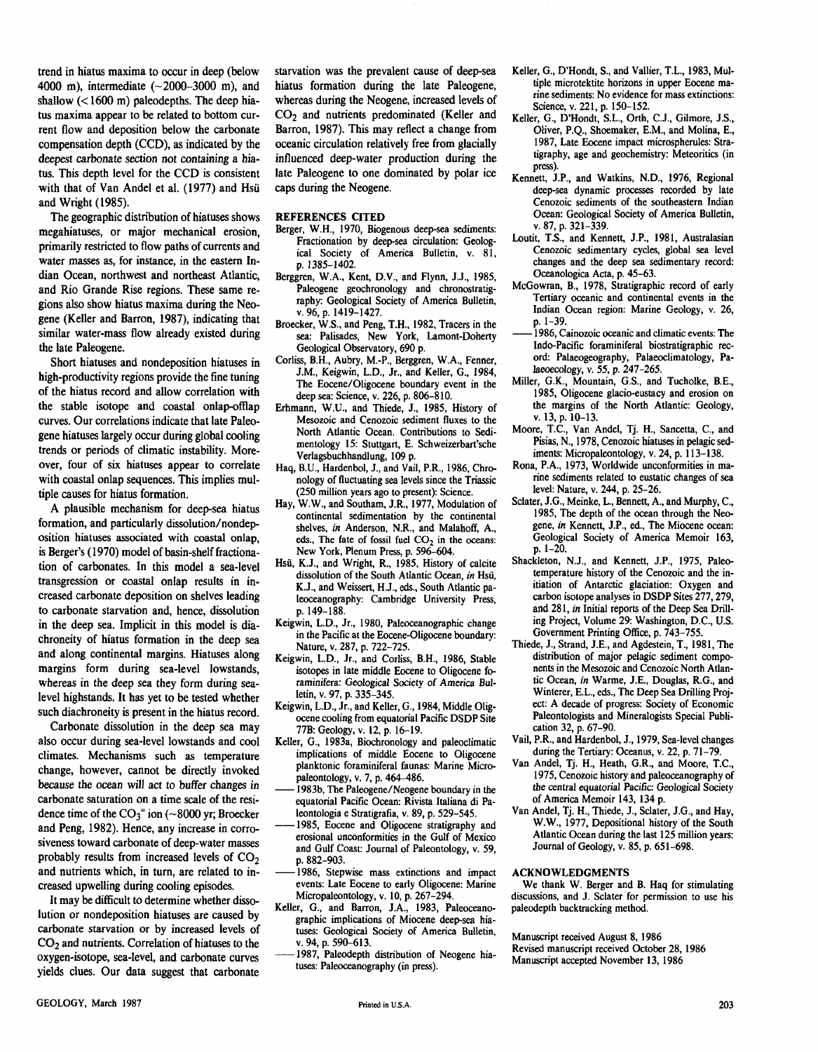trend in hiatus maxima to occur in deep (below 4000 m), intermediate (~2000–3000 m), and shallow (<1600 m) paleodepths. The deep hiatus maxima appear to be related to bottom current flow and deposition below the carbonate compensation depth (CCD), as indicated by the deepest carbonate section not containing a hiatus. This depth level for the CCD is consistent with that of Van Andel et al. (1977) and Hsü and Wright (1985).

The geographic distribution of hiatuses shows megahiatuses, or major mechanical erosion, primarily restricted to flow paths of currents and water masses as, for instance, in the eastern Indian Ocean, northwest and northeast Atlantic, and Rio Grande Rise regions. These same regions also show hiatus maxima during the Neogene (Keller and Barron, 1987), indicating that similar water-mass flow already existed during the late Paleogene.

Short hiatuses and nondeposition hiatuses in high-productivity regions provide the fine tuning of the hiatus record and allow correlation with the stable isotope and coastal onlap-offlap curves. Our correlations indicate that late Paleogene hiatuses largely occur during global cooling trends or periods of climatic instability. Moreover, four of six hiatuses appear to correlate with coastal onlap sequences. This implies multiple causes for hiatus formation.

A plausible mechanism for deep-sea hiatus formation, and particularly dissolution/nondeposition hiatuses associated with coastal onlap, is Berger's (1970) model of basin-shelf fractionation of carbonates. In this model a sea-level transgression or coastal onlap results in increased carbonate deposition on shelves leading to carbonate starvation and, hence, dissolution in the deep sea. Implicit in this model is diachroneity of hiatus formation in the deep sea and along continental margins. Hiatuses along margins form during sea-level lowstands, whereas in the deep sea they form during sea-level highstands. It has yet to be tested whether such diachroneity is present in the hiatus record.

Carbonate dissolution in the deep sea may also occur during sea-level lowstands and cool climates. Mechanisms such as temperature change, however, cannot be directly invoked because the ocean will act to buffer changes in carbonate saturation on a time scale of the residence time of the $CO_3^{=}$ ion (~8000 yr; Broecker and Peng, 1982). Hence, any increase in corrosiveness toward carbonate of deep-water masses probably results from increased levels of $CO_2$ and nutrients which, in turn, are related to increased upwelling during cooling episodes.

It may be difficult to determine whether dissolution or nondeposition hiatuses are caused by carbonate starvation or by increased levels of $CO_2$ and nutrients. Correlation of hiatuses to the oxygen-isotope, sea-level, and carbonate curves yields clues. Our data suggest that carbonate starvation was the prevalent cause of deep-sea hiatus formation during the late Paleogene, whereas during the Neogene, increased levels of $CO_2$ and nutrients predominated (Keller and Barron, 1987). This may reflect a change from oceanic circulation relatively free from glacially influenced deep-water production during the late Paleogene to one dominated by polar ice caps during the Neogene.

## REFERENCES CITED

Berger, W.H., 1970, Biogenous deep-sea sediments: Fractionation by deep-sea circulation: Geological Society of America Bulletin, v. 81, p. 1385–1402.

Berggren, W.A., Kent, D.V., and Flynn, J.J., 1985, Paleogene geochronology and chronostratigraphy: Geological Society of America Bulletin, v. 96, p. 1419–1427.

Broecker, W.S., and Peng, T.H., 1982, Tracers in the sea: Palisades, New York, Lamont-Doherty Geological Observatory, 690 p.

Corliss, B.H., Aubry, M.-P., Berggren, W.A., Fenner, J.M., Keigwin, L.D., Jr., and Keller, G., 1984, The Eocene/Oligocene boundary event in the deep sea: Science, v. 226, p. 806–810.

Erhmann, W.U., and Thiede, J., 1985, History of Mesozoic and Cenozoic sediment fluxes to the North Atlantic Ocean. Contributions to Sedimentology 15: Stuttgart, E. Schweizerbart'sche Verlagsbuchhandlung, 109 p.

Haq, B.U., Hardenbol, J., and Vail, P.R., 1986, Chronology of fluctuating sea levels since the Triassic (250 million years ago to present): Science.

Hay, W.W., and Southam, J.R., 1977, Modulation of continental sedimentation by the continental shelves, *in* Anderson, N.R., and Malahoff, A., eds., The fate of fossil fuel $CO_2$ in the oceans: New York, Plenum Press, p. 596–604.

Hsü, K.J., and Wright, R., 1985, History of calcite dissolution of the South Atlantic Ocean, *in* Hsü, K.J., and Weissert, H.J., eds., South Atlantic paleooceanography: Cambridge University Press, p. 149–188.

Keigwin, L.D., Jr., 1980, Paleoceanographic change in the Pacific at the Eocene-Oligocene boundary: Nature, v. 287, p. 722–725.

Keigwin, L.D., Jr., and Corliss, B.H., 1986, Stable isotopes in late middle Eocene to Oligocene foraminifera: Geological Society of America Bulletin, v. 97, p. 335–345.

Keigwin, L.D., Jr., and Keller, G., 1984, Middle Oligocene cooling from equatorial Pacific DSDP Site 77B: Geology, v. 12, p. 16–19.

Keller, G., 1983a, Biochronology and paleoclimatic implications of middle Eocene to Oligocene planktonic foraminiferal faunas: Marine Micropaleontology, v. 7, p. 464–486.

——1983b, The Paleogene/Neogene boundary in the equatorial Pacific Ocean: Rivista Italiana di Paleontologia e Stratigrafia, v. 89, p. 529–545.

——1985, Eocene and Oligocene stratigraphy and erosional unconformities in the Gulf of Mexico and Gulf Coast: Journal of Paleontology, v. 59, p. 882–903.

——1986, Stepwise mass extinctions and impact events: Late Eocene to early Oligocene: Marine Micropaleontology, v. 10, p. 267–294.

Keller, G., and Barron, J.A., 1983, Paleoceanographic implications of Miocene deep-sea hiatuses: Geological Society of America Bulletin, v. 94, p. 590–613.

——1987, Paleodepth distribution of Neogene hiatuses: Paleoceanography (in press).

Keller, G., D'Hondt, S., and Vallier, T.L., 1983, Multiple microtektite horizons in upper Eocene marine sediments: No evidence for mass extinctions: Science, v. 221, p. 150–152.

Keller, G., D'Hondt, S.L., Orth, C.J., Gilmore, J.S., Oliver, P.Q., Shoemaker, E.M., and Molina, E., 1987, Late Eocene impact microspherules: Stratigraphy, age and geochemistry: Meteoritics (in press).

Kennett, J.P., and Watkins, N.D., 1976, Regional deep-sea dynamic processes recorded by late Cenozoic sediments of the southeastern Indian Ocean: Geological Society of America Bulletin, v. 87, p. 321–339.

Loutit, T.S., and Kennett, J.P., 1981, Australasian Cenozoic sedimentary cycles, global sea level changes and the deep sea sedimentary record: Oceanologica Acta, p. 45–63.

McGowran, B., 1978, Stratigraphic record of early Tertiary oceanic and continental events in the Indian Ocean region: Marine Geology, v. 26, p. 1–39.

——1986, Cainozoic oceanic and climatic events: The Indo-Pacific foraminiferal biostratigraphic record: Palaeogeography, Palaeoclimatology, Palaeoecology, v. 55, p. 247–265.

Miller, G.K., Mountain, G.S., and Tucholke, B.E., 1985, Oligocene glacio-eustacy and erosion on the margins of the North Atlantic: Geology, v. 13, p. 10–13.

Moore, T.C., Van Andel, Tj. H., Sancetta, C., and Pisias, N., 1978, Cenozoic hiatuses in pelagic sediments: Micropaleontology, v. 24, p. 113–138.

Rona, P.A., 1973, Worldwide unconformities in marine sediments related to eustatic changes of sea level: Nature, v. 244, p. 25–26.

Sclater, J.G., Meinke, L., Bennett, A., and Murphy, C., 1985, The depth of the ocean through the Neogene, *in* Kennett, J.P., ed., The Miocene ocean: Geological Society of America Memoir 163, p. 1–20.

Shackleton, N.J., and Kennett, J.P., 1975, Paleotemperature history of the Cenozoic and the initiation of Antarctic glaciation: Oxygen and carbon isotope analyses in DSDP Sites 277, 279, and 281, *in* Initial reports of the Deep Sea Drilling Project, Volume 29: Washington, D.C., U.S. Government Printing Office, p. 743–755.

Thiede, J., Strand, J.E., and Agdestein, T., 1981, The distribution of major pelagic sediment components in the Mesozoic and Cenozoic North Atlantic Ocean, *in* Warme, J.E., Douglas, R.G., and Winterer, E.L., eds., The Deep Sea Drilling Project: A decade of progress: Society of Economic Paleontologists and Mineralogists Special Publication 32, p. 67–90.

Vail, P.R., and Hardenbol, J., 1979, Sea-level changes during the Tertiary: Oceanus, v. 22, p. 71–79.

Van Andel, Tj. H., Heath, G.R., and Moore, T.C., 1975, Cenozoic history and paleoceanography of the central equatorial Pacific: Geological Society of America Memoir 143, 134 p.

Van Andel, Tj. H., Thiede, J., Sclater, J.G., and Hay, W.W., 1977, Depositional history of the South Atlantic Ocean during the last 125 million years: Journal of Geology, v. 85, p. 651–698.

## ACKNOWLEDGMENTS

We thank W. Berger and B. Haq for stimulating discussions, and J. Sclater for permission to use his paleodepth backtracking method.

Manuscript received August 8, 1986
Revised manuscript received October 28, 1986
Manuscript accepted November 13, 1986

Printed in U.S.A.